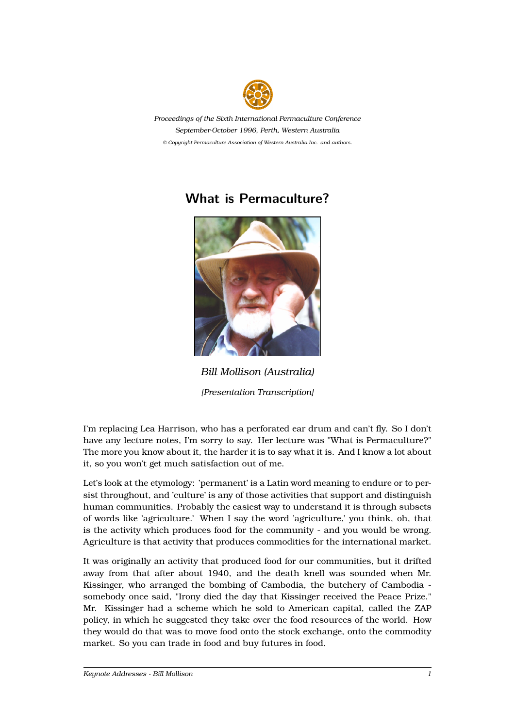*Proceedings of the Sixth International Permaculture Conference*
*September-October 1996, Perth, Western Australia*
*© Copyright Permaculture Association of Western Australia Inc. and authors.*

# What is Permaculture?

*Bill Mollison (Australia)*

*[Presentation Transcription]*

I'm replacing Lea Harrison, who has a perforated ear drum and can't fly. So I don't have any lecture notes, I'm sorry to say. Her lecture was "What is Permaculture?" The more you know about it, the harder it is to say what it is. And I know a lot about it, so you won't get much satisfaction out of me.

Let's look at the etymology: 'permanent' is a Latin word meaning to endure or to persist throughout, and 'culture' is any of those activities that support and distinguish human communities. Probably the easiest way to understand it is through subsets of words like 'agriculture.' When I say the word 'agriculture,' you think, oh, that is the activity which produces food for the community - and you would be wrong. Agriculture is that activity that produces commodities for the international market.

It was originally an activity that produced food for our communities, but it drifted away from that after about 1940, and the death knell was sounded when Mr. Kissinger, who arranged the bombing of Cambodia, the butchery of Cambodia - somebody once said, "Irony died the day that Kissinger received the Peace Prize." Mr. Kissinger had a scheme which he sold to American capital, called the ZAP policy, in which he suggested they take over the food resources of the world. How they would do that was to move food onto the stock exchange, onto the commodity market. So you can trade in food and buy futures in food.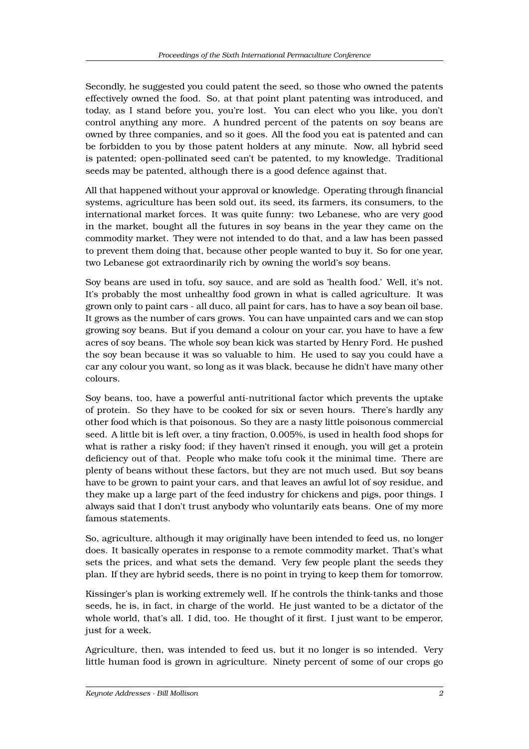Secondly, he suggested you could patent the seed, so those who owned the patents effectively owned the food. So, at that point plant patenting was introduced, and today, as I stand before you, you're lost. You can elect who you like, you don't control anything any more. A hundred percent of the patents on soy beans are owned by three companies, and so it goes. All the food you eat is patented and can be forbidden to you by those patent holders at any minute. Now, all hybrid seed is patented; open-pollinated seed can't be patented, to my knowledge. Traditional seeds may be patented, although there is a good defence against that.

All that happened without your approval or knowledge. Operating through financial systems, agriculture has been sold out, its seed, its farmers, its consumers, to the international market forces. It was quite funny: two Lebanese, who are very good in the market, bought all the futures in soy beans in the year they came on the commodity market. They were not intended to do that, and a law has been passed to prevent them doing that, because other people wanted to buy it. So for one year, two Lebanese got extraordinarily rich by owning the world's soy beans.

Soy beans are used in tofu, soy sauce, and are sold as 'health food.' Well, it's not. It's probably the most unhealthy food grown in what is called agriculture. It was grown only to paint cars - all duco, all paint for cars, has to have a soy bean oil base. It grows as the number of cars grows. You can have unpainted cars and we can stop growing soy beans. But if you demand a colour on your car, you have to have a few acres of soy beans. The whole soy bean kick was started by Henry Ford. He pushed the soy bean because it was so valuable to him. He used to say you could have a car any colour you want, so long as it was black, because he didn't have many other colours.

Soy beans, too, have a powerful anti-nutritional factor which prevents the uptake of protein. So they have to be cooked for six or seven hours. There's hardly any other food which is that poisonous. So they are a nasty little poisonous commercial seed. A little bit is left over, a tiny fraction, 0.005%, is used in health food shops for what is rather a risky food; if they haven't rinsed it enough, you will get a protein deficiency out of that. People who make tofu cook it the minimal time. There are plenty of beans without these factors, but they are not much used. But soy beans have to be grown to paint your cars, and that leaves an awful lot of soy residue, and they make up a large part of the feed industry for chickens and pigs, poor things. I always said that I don't trust anybody who voluntarily eats beans. One of my more famous statements.

So, agriculture, although it may originally have been intended to feed us, no longer does. It basically operates in response to a remote commodity market. That's what sets the prices, and what sets the demand. Very few people plant the seeds they plan. If they are hybrid seeds, there is no point in trying to keep them for tomorrow.

Kissinger's plan is working extremely well. If he controls the think-tanks and those seeds, he is, in fact, in charge of the world. He just wanted to be a dictator of the whole world, that's all. I did, too. He thought of it first. I just want to be emperor, just for a week.

Agriculture, then, was intended to feed us, but it no longer is so intended. Very little human food is grown in agriculture. Ninety percent of some of our crops go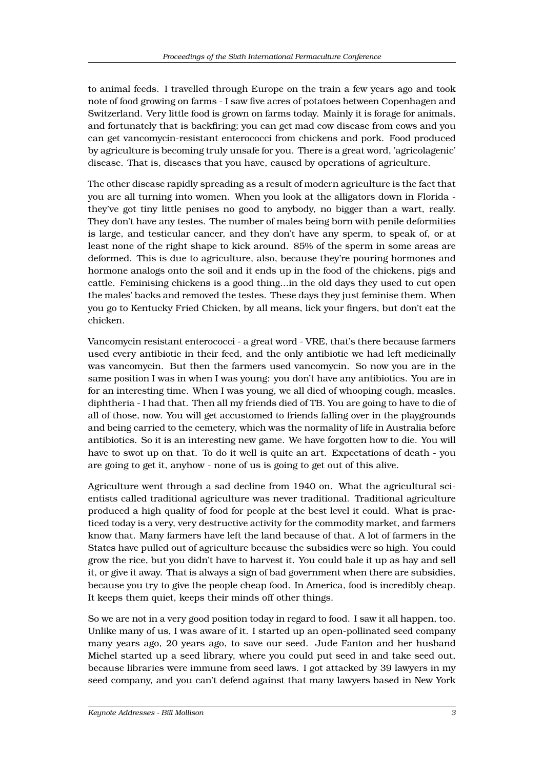to animal feeds. I travelled through Europe on the train a few years ago and took note of food growing on farms - I saw five acres of potatoes between Copenhagen and Switzerland. Very little food is grown on farms today. Mainly it is forage for animals, and fortunately that is backfiring; you can get mad cow disease from cows and you can get vancomycin-resistant enterococci from chickens and pork. Food produced by agriculture is becoming truly unsafe for you. There is a great word, 'agricolagenic' disease. That is, diseases that you have, caused by operations of agriculture.

The other disease rapidly spreading as a result of modern agriculture is the fact that you are all turning into women. When you look at the alligators down in Florida - they've got tiny little penises no good to anybody, no bigger than a wart, really. They don't have any testes. The number of males being born with penile deformities is large, and testicular cancer, and they don't have any sperm, to speak of, or at least none of the right shape to kick around. 85% of the sperm in some areas are deformed. This is due to agriculture, also, because they're pouring hormones and hormone analogs onto the soil and it ends up in the food of the chickens, pigs and cattle. Feminising chickens is a good thing...in the old days they used to cut open the males' backs and removed the testes. These days they just feminise them. When you go to Kentucky Fried Chicken, by all means, lick your fingers, but don't eat the chicken.

Vancomycin resistant enterococci - a great word - VRE, that's there because farmers used every antibiotic in their feed, and the only antibiotic we had left medicinally was vancomycin. But then the farmers used vancomycin. So now you are in the same position I was in when I was young: you don't have any antibiotics. You are in for an interesting time. When I was young, we all died of whooping cough, measles, diphtheria - I had that. Then all my friends died of TB. You are going to have to die of all of those, now. You will get accustomed to friends falling over in the playgrounds and being carried to the cemetery, which was the normality of life in Australia before antibiotics. So it is an interesting new game. We have forgotten how to die. You will have to swot up on that. To do it well is quite an art. Expectations of death - you are going to get it, anyhow - none of us is going to get out of this alive.

Agriculture went through a sad decline from 1940 on. What the agricultural scientists called traditional agriculture was never traditional. Traditional agriculture produced a high quality of food for people at the best level it could. What is practiced today is a very, very destructive activity for the commodity market, and farmers know that. Many farmers have left the land because of that. A lot of farmers in the States have pulled out of agriculture because the subsidies were so high. You could grow the rice, but you didn't have to harvest it. You could bale it up as hay and sell it, or give it away. That is always a sign of bad government when there are subsidies, because you try to give the people cheap food. In America, food is incredibly cheap. It keeps them quiet, keeps their minds off other things.

So we are not in a very good position today in regard to food. I saw it all happen, too. Unlike many of us, I was aware of it. I started up an open-pollinated seed company many years ago, 20 years ago, to save our seed. Jude Fanton and her husband Michel started up a seed library, where you could put seed in and take seed out, because libraries were immune from seed laws. I got attacked by 39 lawyers in my seed company, and you can't defend against that many lawyers based in New York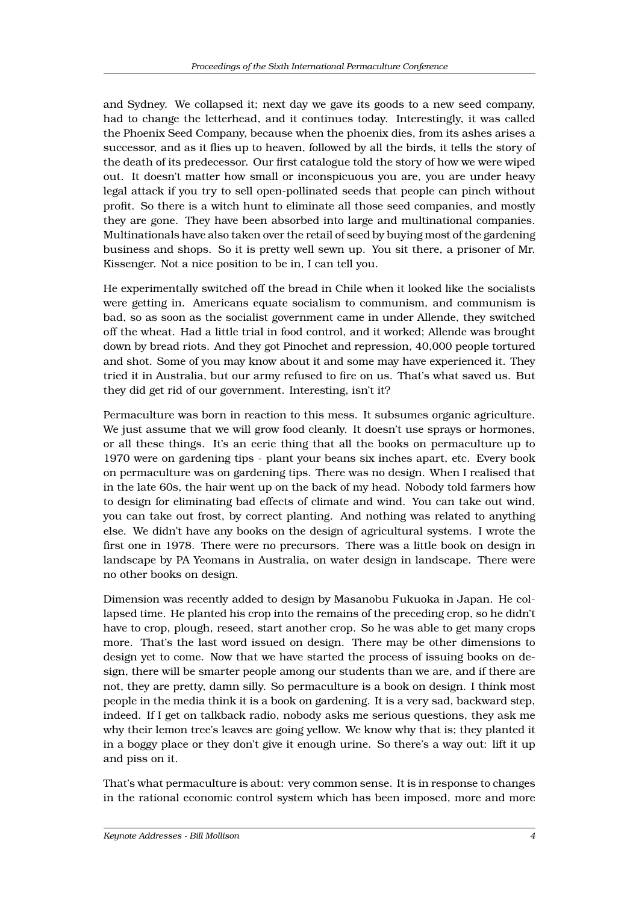and Sydney. We collapsed it; next day we gave its goods to a new seed company, had to change the letterhead, and it continues today. Interestingly, it was called the Phoenix Seed Company, because when the phoenix dies, from its ashes arises a successor, and as it flies up to heaven, followed by all the birds, it tells the story of the death of its predecessor. Our first catalogue told the story of how we were wiped out. It doesn't matter how small or inconspicuous you are, you are under heavy legal attack if you try to sell open-pollinated seeds that people can pinch without profit. So there is a witch hunt to eliminate all those seed companies, and mostly they are gone. They have been absorbed into large and multinational companies. Multinationals have also taken over the retail of seed by buying most of the gardening business and shops. So it is pretty well sewn up. You sit there, a prisoner of Mr. Kissenger. Not a nice position to be in, I can tell you.

He experimentally switched off the bread in Chile when it looked like the socialists were getting in. Americans equate socialism to communism, and communism is bad, so as soon as the socialist government came in under Allende, they switched off the wheat. Had a little trial in food control, and it worked; Allende was brought down by bread riots. And they got Pinochet and repression, 40,000 people tortured and shot. Some of you may know about it and some may have experienced it. They tried it in Australia, but our army refused to fire on us. That's what saved us. But they did get rid of our government. Interesting, isn't it?

Permaculture was born in reaction to this mess. It subsumes organic agriculture. We just assume that we will grow food cleanly. It doesn't use sprays or hormones, or all these things. It's an eerie thing that all the books on permaculture up to 1970 were on gardening tips - plant your beans six inches apart, etc. Every book on permaculture was on gardening tips. There was no design. When I realised that in the late 60s, the hair went up on the back of my head. Nobody told farmers how to design for eliminating bad effects of climate and wind. You can take out wind, you can take out frost, by correct planting. And nothing was related to anything else. We didn't have any books on the design of agricultural systems. I wrote the first one in 1978. There were no precursors. There was a little book on design in landscape by PA Yeomans in Australia, on water design in landscape. There were no other books on design.

Dimension was recently added to design by Masanobu Fukuoka in Japan. He collapsed time. He planted his crop into the remains of the preceding crop, so he didn't have to crop, plough, reseed, start another crop. So he was able to get many crops more. That's the last word issued on design. There may be other dimensions to design yet to come. Now that we have started the process of issuing books on design, there will be smarter people among our students than we are, and if there are not, they are pretty, damn silly. So permaculture is a book on design. I think most people in the media think it is a book on gardening. It is a very sad, backward step, indeed. If I get on talkback radio, nobody asks me serious questions, they ask me why their lemon tree's leaves are going yellow. We know why that is; they planted it in a boggy place or they don't give it enough urine. So there's a way out: lift it up and piss on it.

That's what permaculture is about: very common sense. It is in response to changes in the rational economic control system which has been imposed, more and more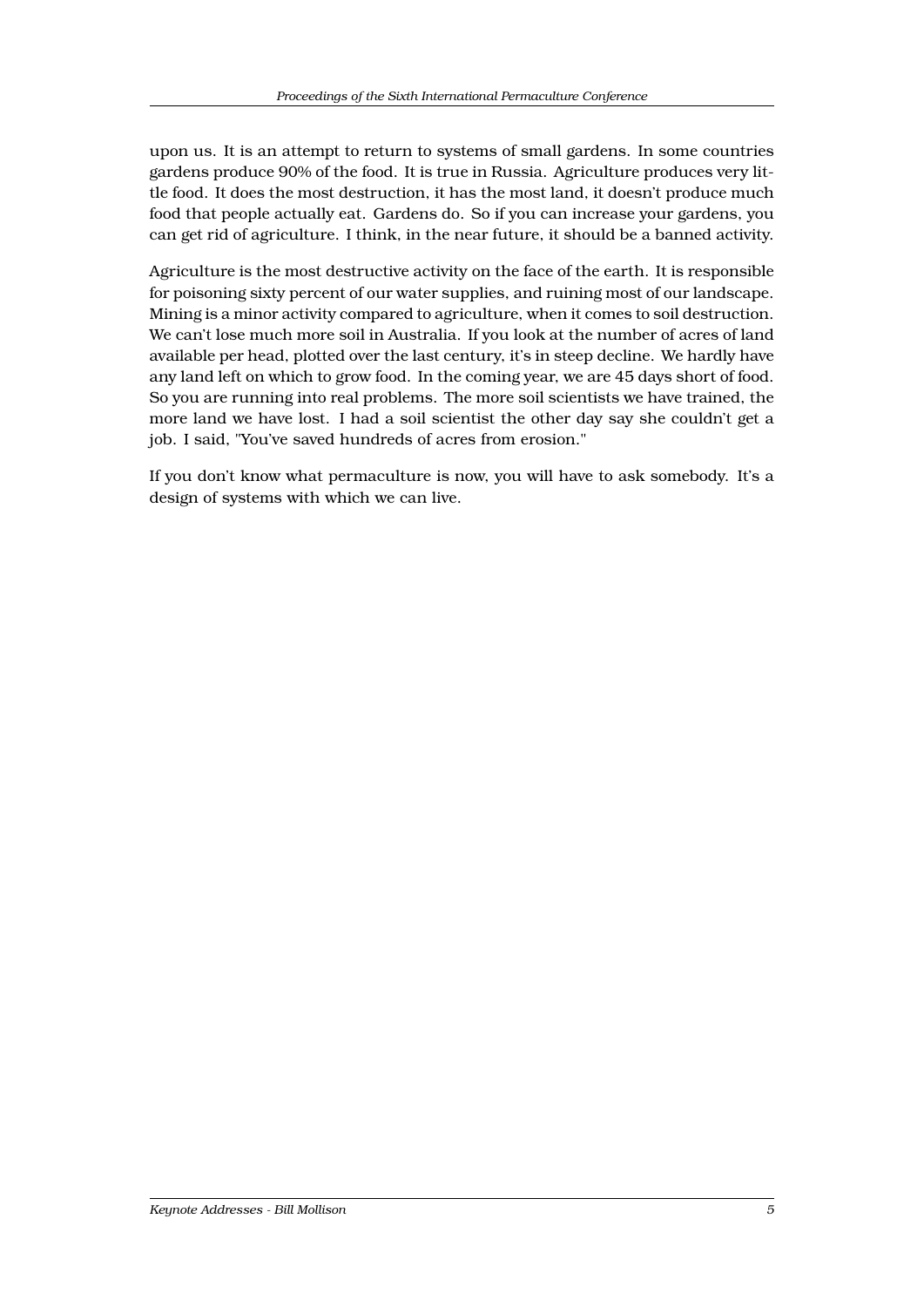upon us. It is an attempt to return to systems of small gardens. In some countries gardens produce 90% of the food. It is true in Russia. Agriculture produces very little food. It does the most destruction, it has the most land, it doesn't produce much food that people actually eat. Gardens do. So if you can increase your gardens, you can get rid of agriculture. I think, in the near future, it should be a banned activity.

Agriculture is the most destructive activity on the face of the earth. It is responsible for poisoning sixty percent of our water supplies, and ruining most of our landscape. Mining is a minor activity compared to agriculture, when it comes to soil destruction. We can't lose much more soil in Australia. If you look at the number of acres of land available per head, plotted over the last century, it's in steep decline. We hardly have any land left on which to grow food. In the coming year, we are 45 days short of food. So you are running into real problems. The more soil scientists we have trained, the more land we have lost. I had a soil scientist the other day say she couldn't get a job. I said, "You've saved hundreds of acres from erosion."

If you don't know what permaculture is now, you will have to ask somebody. It's a design of systems with which we can live.